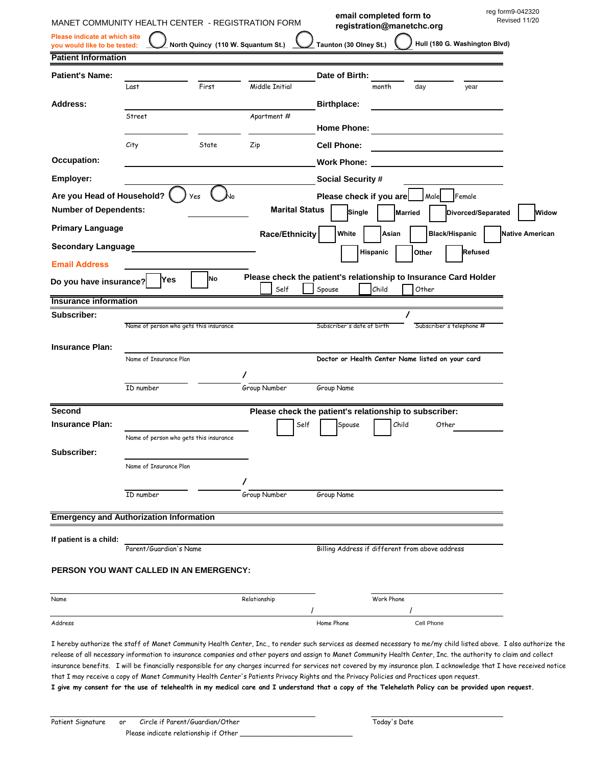MANET COMMUNITY HEALTH CENTER - REGISTRATION FORM

**email completed form to registration@manetchc.org**

reg form9-042320
Revised 11/20

Please indicate at which site you would like to be tested: ◯ North Quincy (110 W. Squantum St.) ◯ Taunton (30 Olney St.) ◯ Hull (180 G. Washington Blvd)

## Patient Information

**Patient's Name:** ______ Last ______ First ______ Middle Initial

**Date of Birth:** ______ month ______ day ______ year

**Address:** ______ Street ______ Apartment #

______ City ______ State ______ Zip

**Birthplace:** ______

**Home Phone:** ______

**Cell Phone:** ______

**Occupation:** ______

**Work Phone:** ______

**Employer:** ______

**Social Security #** ______

**Are you Head of Household?** ◯ Yes ◯ No

**Please check if you are** ☐ Male ☐ Female

**Number of Dependents:** ______

**Marital Status** ☐ Single ☐ Married ☐ Divorced/Separated ☐ Widow

**Primary Language**

**Race/Ethnicity** ☐ White ☐ Asian ☐ Black/Hispanic ☐ Native American ☐ Hispanic ☐ Other ☐ Refused

**Secondary Language** ______

**Email Address** ______

**Do you have insurance?** ☐ Yes ☐ No

**Please check the patient's relationship to Insurance Card Holder** ☐ Self ☐ Spouse ☐ Child ☐ Other

## Insurance information

**Subscriber:** ______ Name of person who gets this insurance ______ Subscriber's date of birth / ______ Subscriber's telephone #

**Insurance Plan:** ______ Name of Insurance Plan ______ Doctor or Health Center Name listed on your card

______ ID number / ______ Group Number ______ Group Name

## Second Insurance Plan:

______ Name of person who gets this insurance

**Please check the patient's relationship to subscriber:** ☐ Self ☐ Spouse ☐ Child Other ______

**Subscriber:** ______ Name of Insurance Plan

______ ID number / ______ Group Number ______ Group Name

## Emergency and Authorization Information

**If patient is a child:** ______ Parent/Guardian's Name ______ Billing Address if different from above address

**PERSON YOU WANT CALLED IN AN EMERGENCY:**

______ Name ______ Relationship ______ Work Phone

______ Address ______ Home Phone / ______ Cell Phone /

I hereby authorize the staff of Manet Community Health Center, Inc., to render such services as deemed necessary to me/my child listed above. I also authorize the release of all necessary information to insurance companies and other payers and assign to Manet Community Health Center, Inc. the authority to claim and collect insurance benefits. I will be financially responsible for any charges incurred for services not covered by my insurance plan. I acknowledge that I have received notice that I may receive a copy of Manet Community Health Center's Patients Privacy Rights and the Privacy Policies and Practices upon request.
**I give my consent for the use of telehealth in my medical care and I understand that a copy of the Telehelath Policy can be provided upon request.**

______ Patient Signature or Circle if Parent/Guardian/Other ______ Today's Date

Please indicate relationship if Other ______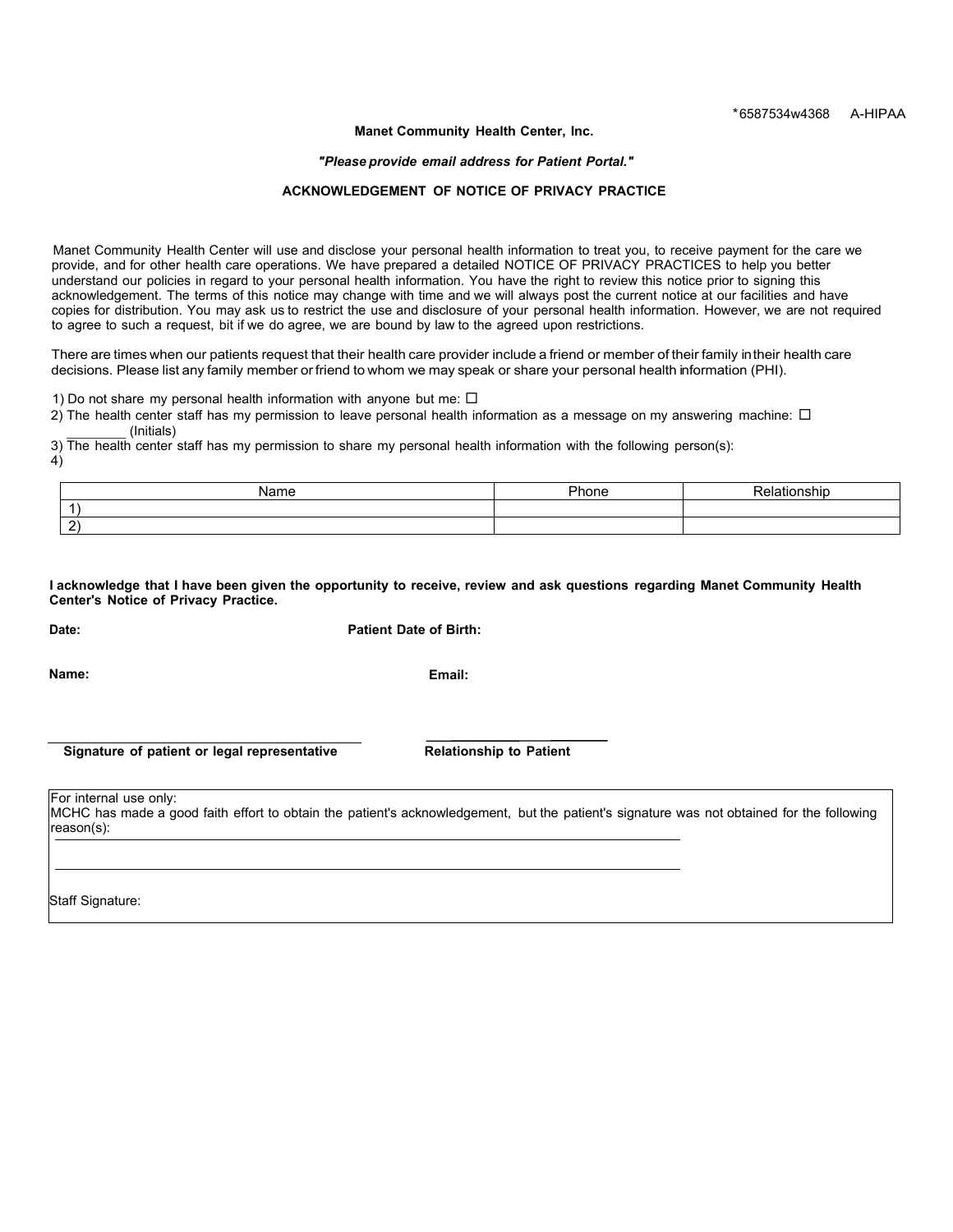*6587534w4368 A-HIPAA

**Manet Community Health Center, Inc.**

***"Please provide email address for Patient Portal."***

**ACKNOWLEDGEMENT OF NOTICE OF PRIVACY PRACTICE**

Manet Community Health Center will use and disclose your personal health information to treat you, to receive payment for the care we provide, and for other health care operations. We have prepared a detailed NOTICE OF PRIVACY PRACTICES to help you better understand our policies in regard to your personal health information. You have the right to review this notice prior to signing this acknowledgement. The terms of this notice may change with time and we will always post the current notice at our facilities and have copies for distribution. You may ask us to restrict the use and disclosure of your personal health information. However, we are not required to agree to such a request, bit if we do agree, we are bound by law to the agreed upon restrictions.

There are times when our patients request that their health care provider include a friend or member of their family in their health care decisions. Please list any family member or friend to whom we may speak or share your personal health information (PHI).

1) Do not share my personal health information with anyone but me: ☐

2) The health center staff has my permission to leave personal health information as a message on my answering machine: ☐
________ (Initials)

3) The health center staff has my permission to share my personal health information with the following person(s):

4)

| Name | Phone | Relationship |
|---|---|---|
| 1) | | |
| 2) | | |

**I acknowledge that I have been given the opportunity to receive, review and ask questions regarding Manet Community Health Center's Notice of Privacy Practice.**

**Date:** **Patient Date of Birth:**

**Name:** **Email:**

______________________________ ______________________________

**Signature of patient or legal representative** **Relationship to Patient**

For internal use only:
MCHC has made a good faith effort to obtain the patient's acknowledgement, but the patient's signature was not obtained for the following reason(s):

______________________________________________________________

______________________________________________________________

Staff Signature: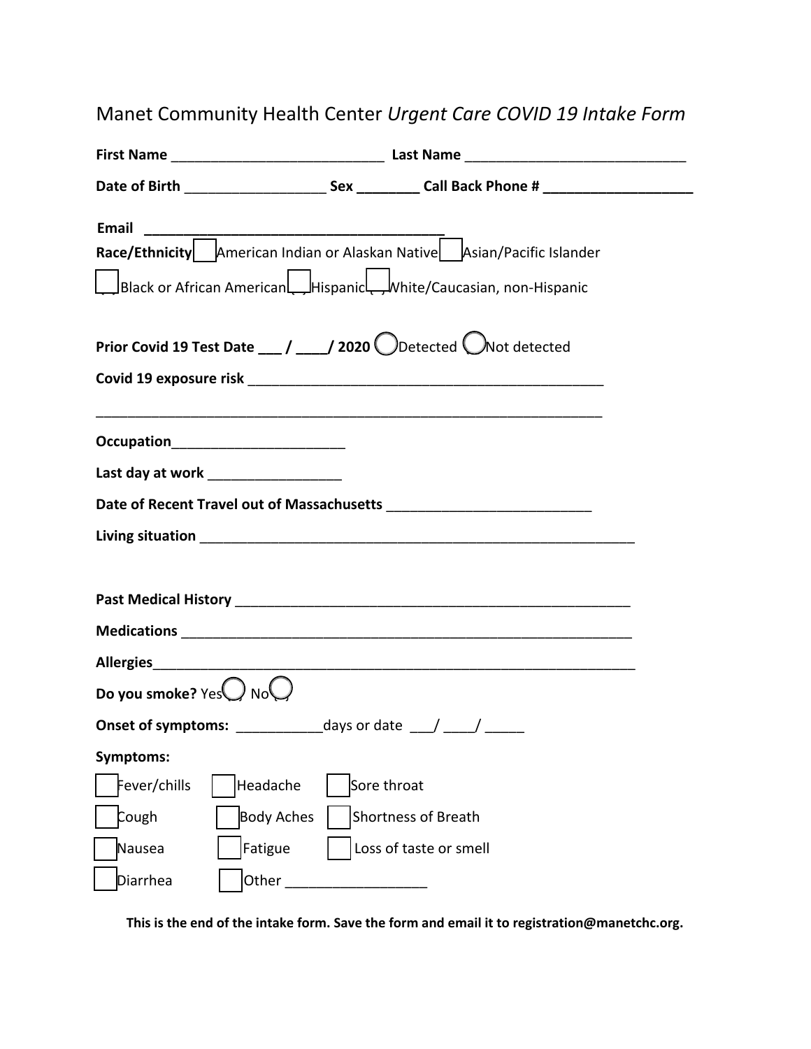# Manet Community Health Center *Urgent Care COVID 19 Intake Form*

**First Name** ___________________________ **Last Name** ____________________________

**Date of Birth** __________________ **Sex** ________ **Call Back Phone #** ___________________

**Email** _______________________________________

**Race/Ethnicity** ☐ American Indian or Alaskan Native ☐ Asian/Pacific Islander

☐ Black or African American ☐ Hispanic ☐ White/Caucasian, non-Hispanic

**Prior Covid 19 Test Date** ___ / ____/ 2020 ◯ Detected ◯ Not detected

**Covid 19 exposure risk** _______________________________________________

_________________________________________________________________

**Occupation**______________________

**Last day at work** _________________

**Date of Recent Travel out of Massachusetts** __________________________

**Living situation** _________________________________________________________

**Past Medical History** ___________________________________________________

**Medications** ___________________________________________________________

**Allergies**______________________________________________________________

**Do you smoke?** Yes ◯ No ◯

**Onset of symptoms:** ___________days or date ___/ ____/ _____

**Symptoms:**

☐ Fever/chills ☐ Headache ☐ Sore throat

☐ Cough ☐ Body Aches ☐ Shortness of Breath

☐ Nausea ☐ Fatigue ☐ Loss of taste or smell

☐ Diarrhea ☐ Other __________________

**This is the end of the intake form. Save the form and email it to registration@manetchc.org.**